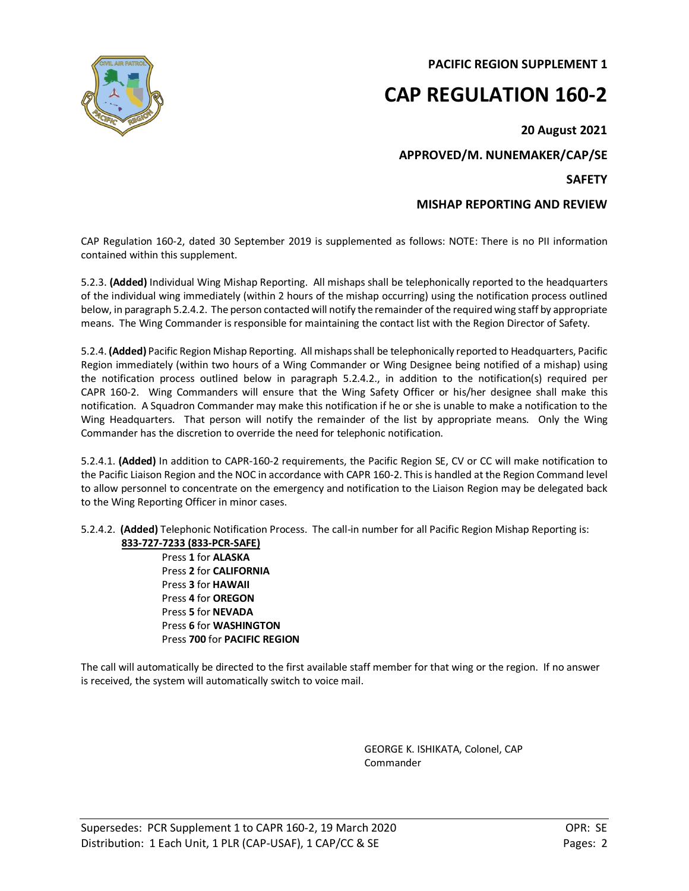**PACIFIC REGION SUPPLEMENT 1**

# CAP REGULATION 160-2

**20 August 2021**

**APPROVED/M. NUNEMAKER/CAP/SE**

**SAFETY**

**MISHAP REPORTING AND REVIEW**

CAP Regulation 160-2, dated 30 September 2019 is supplemented as follows: NOTE: There is no PII information contained within this supplement.

5.2.3. **(Added)** Individual Wing Mishap Reporting. All mishaps shall be telephonically reported to the headquarters of the individual wing immediately (within 2 hours of the mishap occurring) using the notification process outlined below, in paragraph 5.2.4.2. The person contacted will notify the remainder of the required wing staff by appropriate means. The Wing Commander is responsible for maintaining the contact list with the Region Director of Safety.

5.2.4. **(Added)** Pacific Region Mishap Reporting. All mishaps shall be telephonically reported to Headquarters, Pacific Region immediately (within two hours of a Wing Commander or Wing Designee being notified of a mishap) using the notification process outlined below in paragraph 5.2.4.2., in addition to the notification(s) required per CAPR 160-2. Wing Commanders will ensure that the Wing Safety Officer or his/her designee shall make this notification. A Squadron Commander may make this notification if he or she is unable to make a notification to the Wing Headquarters. That person will notify the remainder of the list by appropriate means. Only the Wing Commander has the discretion to override the need for telephonic notification.

5.2.4.1. **(Added)** In addition to CAPR-160-2 requirements, the Pacific Region SE, CV or CC will make notification to the Pacific Liaison Region and the NOC in accordance with CAPR 160-2. This is handled at the Region Command level to allow personnel to concentrate on the emergency and notification to the Liaison Region may be delegated back to the Wing Reporting Officer in minor cases.

5.2.4.2. **(Added)** Telephonic Notification Process. The call-in number for all Pacific Region Mishap Reporting is:

**<u>833-727-7233 (833-PCR-SAFE)</u>**

- Press **1** for **ALASKA**
- Press **2** for **CALIFORNIA**
- Press **3** for **HAWAII**
- Press **4** for **OREGON**
- Press **5** for **NEVADA**
- Press **6** for **WASHINGTON**
- Press **700** for **PACIFIC REGION**

The call will automatically be directed to the first available staff member for that wing or the region. If no answer is received, the system will automatically switch to voice mail.

GEORGE K. ISHIKATA, Colonel, CAP
Commander

Supersedes: PCR Supplement 1 to CAPR 160-2, 19 March 2020 | OPR: SE
Distribution: 1 Each Unit, 1 PLR (CAP-USAF), 1 CAP/CC & SE | Pages: 2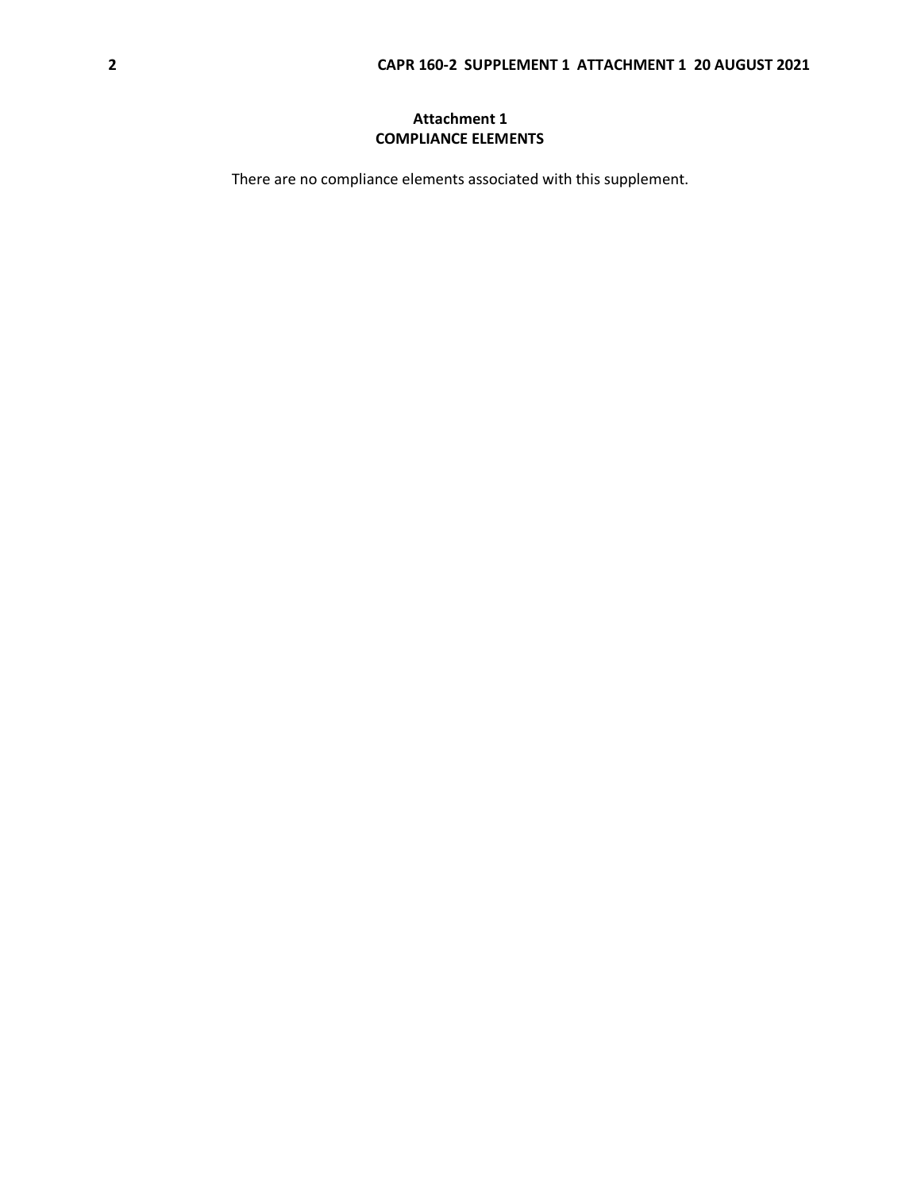## Attachment 1
## COMPLIANCE ELEMENTS

There are no compliance elements associated with this supplement.